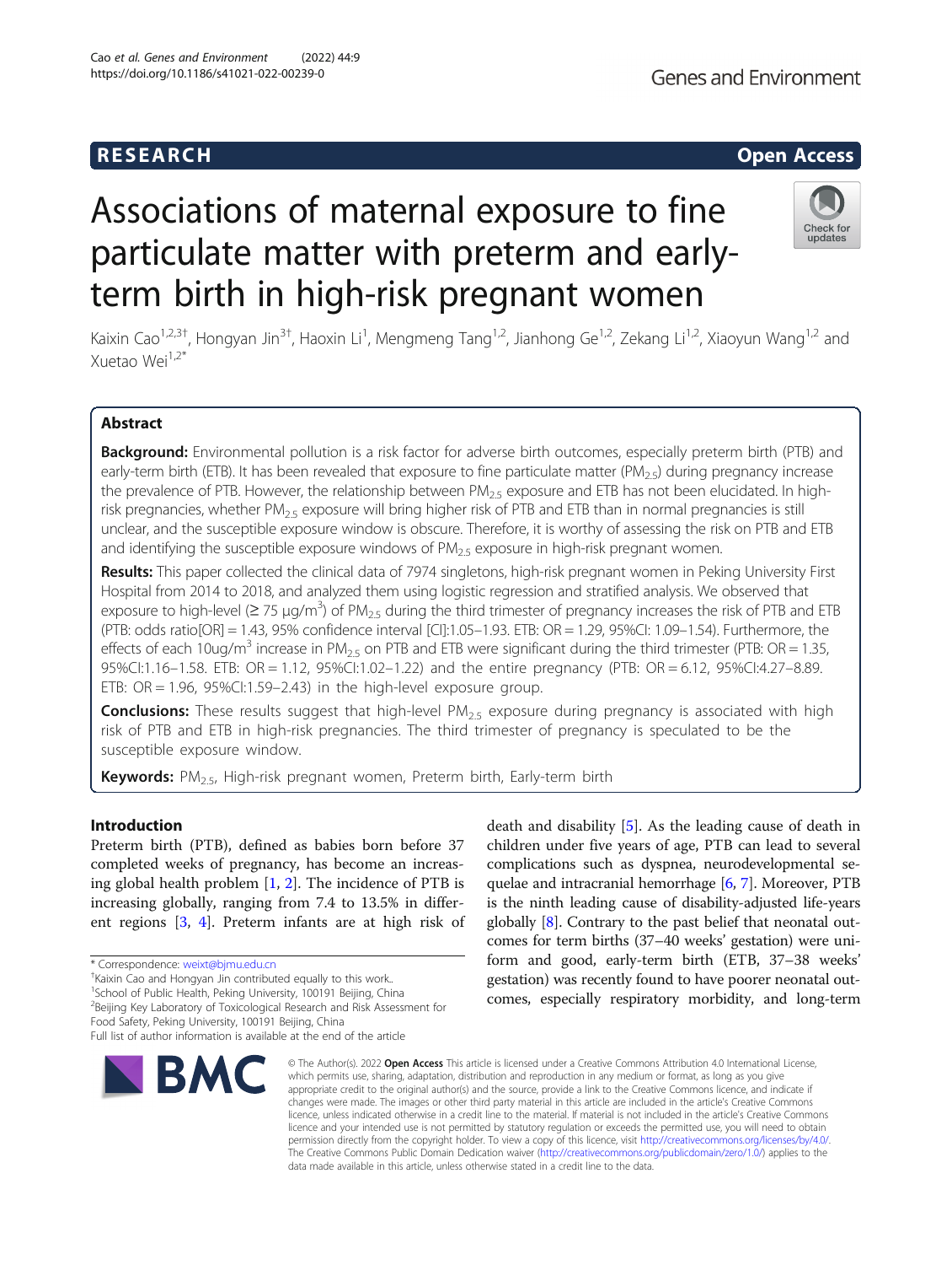RESEARCH

Open Access

# Associations of maternal exposure to fine particulate matter with preterm and early-term birth in high-risk pregnant women

Kaixin Cao[1,2,3†], Hongyan Jin[3†], Haoxin Li[1], Mengmeng Tang[1,2], Jianhong Ge[1,2], Zekang Li[1,2], Xiaoyun Wang[1,2] and Xuetao Wei[1,2*]

## Abstract

**Background:** Environmental pollution is a risk factor for adverse birth outcomes, especially preterm birth (PTB) and early-term birth (ETB). It has been revealed that exposure to fine particulate matter ($PM_{2.5}$) during pregnancy increase the prevalence of PTB. However, the relationship between $PM_{2.5}$ exposure and ETB has not been elucidated. In high-risk pregnancies, whether $PM_{2.5}$ exposure will bring higher risk of PTB and ETB than in normal pregnancies is still unclear, and the susceptible exposure window is obscure. Therefore, it is worthy of assessing the risk on PTB and ETB and identifying the susceptible exposure windows of $PM_{2.5}$ exposure in high-risk pregnant women.

**Results:** This paper collected the clinical data of 7974 singletons, high-risk pregnant women in Peking University First Hospital from 2014 to 2018, and analyzed them using logistic regression and stratified analysis. We observed that exposure to high-level (≥ 75 μg/$m^3$) of $PM_{2.5}$ during the third trimester of pregnancy increases the risk of PTB and ETB (PTB: odds ratio[OR] = 1.43, 95% confidence interval [CI]:1.05–1.93. ETB: OR = 1.29, 95%CI: 1.09–1.54). Furthermore, the effects of each 10ug/$m^3$ increase in $PM_{2.5}$ on PTB and ETB were significant during the third trimester (PTB: OR = 1.35, 95%CI:1.16–1.58. ETB: OR = 1.12, 95%CI:1.02–1.22) and the entire pregnancy (PTB: OR = 6.12, 95%CI:4.27–8.89. ETB: OR = 1.96, 95%CI:1.59–2.43) in the high-level exposure group.

**Conclusions:** These results suggest that high-level $PM_{2.5}$ exposure during pregnancy is associated with high risk of PTB and ETB in high-risk pregnancies. The third trimester of pregnancy is speculated to be the susceptible exposure window.

**Keywords:** $PM_{2.5}$, High-risk pregnant women, Preterm birth, Early-term birth

## Introduction

Preterm birth (PTB), defined as babies born before 37 completed weeks of pregnancy, has become an increasing global health problem [1, 2]. The incidence of PTB is increasing globally, ranging from 7.4 to 13.5% in different regions [3, 4]. Preterm infants are at high risk of death and disability [5]. As the leading cause of death in children under five years of age, PTB can lead to several complications such as dyspnea, neurodevelopmental sequelae and intracranial hemorrhage [6, 7]. Moreover, PTB is the ninth leading cause of disability-adjusted life-years globally [8]. Contrary to the past belief that neonatal outcomes for term births (37–40 weeks' gestation) were uniform and good, early-term birth (ETB, 37–38 weeks' gestation) was recently found to have poorer neonatal outcomes, especially respiratory morbidity, and long-term

* Correspondence: weixt@bjmu.edu.cn
†Kaixin Cao and Hongyan Jin contributed equally to this work..
[1]School of Public Health, Peking University, 100191 Beijing, China
[2]Beijing Key Laboratory of Toxicological Research and Risk Assessment for Food Safety, Peking University, 100191 Beijing, China
Full list of author information is available at the end of the article

© The Author(s). 2022 **Open Access** This article is licensed under a Creative Commons Attribution 4.0 International License, which permits use, sharing, adaptation, distribution and reproduction in any medium or format, as long as you give appropriate credit to the original author(s) and the source, provide a link to the Creative Commons licence, and indicate if changes were made. The images or other third party material in this article are included in the article's Creative Commons licence, unless indicated otherwise in a credit line to the material. If material is not included in the article's Creative Commons licence and your intended use is not permitted by statutory regulation or exceeds the permitted use, you will need to obtain permission directly from the copyright holder. To view a copy of this licence, visit http://creativecommons.org/licenses/by/4.0/. The Creative Commons Public Domain Dedication waiver (http://creativecommons.org/publicdomain/zero/1.0/) applies to the data made available in this article, unless otherwise stated in a credit line to the data.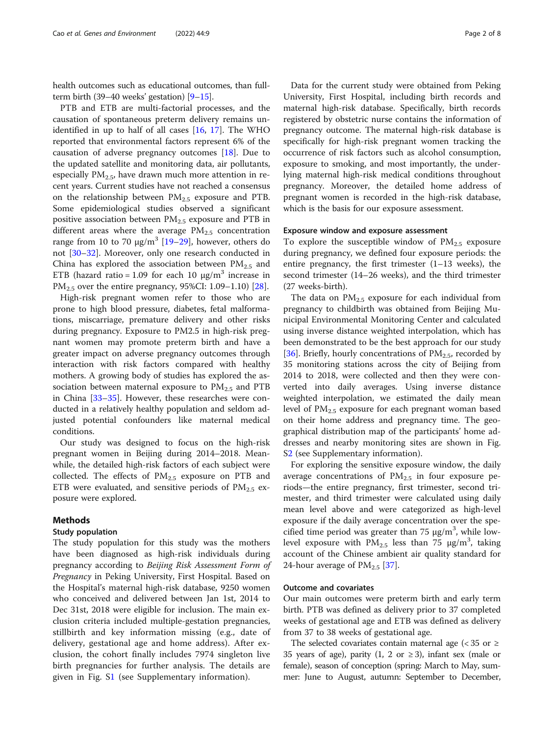health outcomes such as educational outcomes, than full-term birth (39–40 weeks' gestation) [9–15].

PTB and ETB are multi-factorial processes, and the causation of spontaneous preterm delivery remains unidentified in up to half of all cases [16, 17]. The WHO reported that environmental factors represent 6% of the causation of adverse pregnancy outcomes [18]. Due to the updated satellite and monitoring data, air pollutants, especially $PM_{2.5}$, have drawn much more attention in recent years. Current studies have not reached a consensus on the relationship between $PM_{2.5}$ exposure and PTB. Some epidemiological studies observed a significant positive association between $PM_{2.5}$ exposure and PTB in different areas where the average $PM_{2.5}$ concentration range from 10 to 70 μg/m$^3$ [19–29], however, others do not [30–32]. Moreover, only one research conducted in China has explored the association between $PM_{2.5}$ and ETB (hazard ratio = 1.09 for each 10 μg/m$^3$ increase in $PM_{2.5}$ over the entire pregnancy, 95%CI: 1.09–1.10) [28].

High-risk pregnant women refer to those who are prone to high blood pressure, diabetes, fetal malformations, miscarriage, premature delivery and other risks during pregnancy. Exposure to PM2.5 in high-risk pregnant women may promote preterm birth and have a greater impact on adverse pregnancy outcomes through interaction with risk factors compared with healthy mothers. A growing body of studies has explored the association between $PM_{2.5}$ and PTB in China [33–35]. However, these researches were conducted in a relatively healthy population and seldom adjusted potential confounders like maternal medical conditions.

Our study was designed to focus on the high-risk pregnant women in Beijing during 2014–2018. Meanwhile, the detailed high-risk factors of each subject were collected. The effects of $PM_{2.5}$ exposure on PTB and ETB were evaluated, and sensitive periods of $PM_{2.5}$ exposure were explored.

## Methods

### Study population

The study population for this study was the mothers have been diagnosed as high-risk individuals during pregnancy according to *Beijing Risk Assessment Form of Pregnancy* in Peking University, First Hospital. Based on the Hospital's maternal high-risk database, 9250 women who conceived and delivered between Jan 1st, 2014 to Dec 31st, 2018 were eligible for inclusion. The main exclusion criteria included multiple-gestation pregnancies, stillbirth and key information missing (e.g., date of delivery, gestational age and home address). After exclusion, the cohort finally includes 7974 singleton live birth pregnancies for further analysis. The details are given in Fig. S1 (see Supplementary information).

Data for the current study were obtained from Peking University, First Hospital, including birth records and maternal high-risk database. Specifically, birth records registered by obstetric nurse contains the information of pregnancy outcome. The maternal high-risk database is specifically for high-risk pregnant women tracking the occurrence of risk factors such as alcohol consumption, exposure to smoking, and most importantly, the underlying maternal high-risk medical conditions throughout pregnancy. Moreover, the detailed home address of pregnant women is recorded in the high-risk database, which is the basis for our exposure assessment.

### Exposure window and exposure assessment

To explore the susceptible window of $PM_{2.5}$ exposure during pregnancy, we defined four exposure periods: the entire pregnancy, the first trimester (1–13 weeks), the second trimester (14–26 weeks), and the third trimester (27 weeks-birth).

The data on $PM_{2.5}$ exposure for each individual from pregnancy to childbirth was obtained from Beijing Municipal Environmental Monitoring Center and calculated using inverse distance weighted interpolation, which has been demonstrated to be the best approach for our study [36]. Briefly, hourly concentrations of $PM_{2.5}$, recorded by 35 monitoring stations across the city of Beijing from 2014 to 2018, were collected and then they were converted into daily averages. Using inverse distance weighted interpolation, we estimated the daily mean level of $PM_{2.5}$ exposure for each pregnant woman based on their home address and pregnancy time. The geographical distribution map of the participants' home addresses and nearby monitoring sites are shown in Fig. S2 (see Supplementary information).

For exploring the sensitive exposure window, the daily average concentrations of $PM_{2.5}$ in four exposure periods—the entire pregnancy, first trimester, second trimester, and third trimester were calculated using daily mean level above and were categorized as high-level exposure if the daily average concentration over the specified time period was greater than 75 μg/m$^3$, while low-level exposure with $PM_{2.5}$ less than 75 μg/m$^3$, taking account of the Chinese ambient air quality standard for 24-hour average of $PM_{2.5}$ [37].

### Outcome and covariates

Our main outcomes were preterm birth and early term birth. PTB was defined as delivery prior to 37 completed weeks of gestational age and ETB was defined as delivery from 37 to 38 weeks of gestational age.

The selected covariates contain maternal age (< 35 or ≥ 35 years of age), parity (1, 2 or ≥ 3), infant sex (male or female), season of conception (spring: March to May, summer: June to August, autumn: September to December,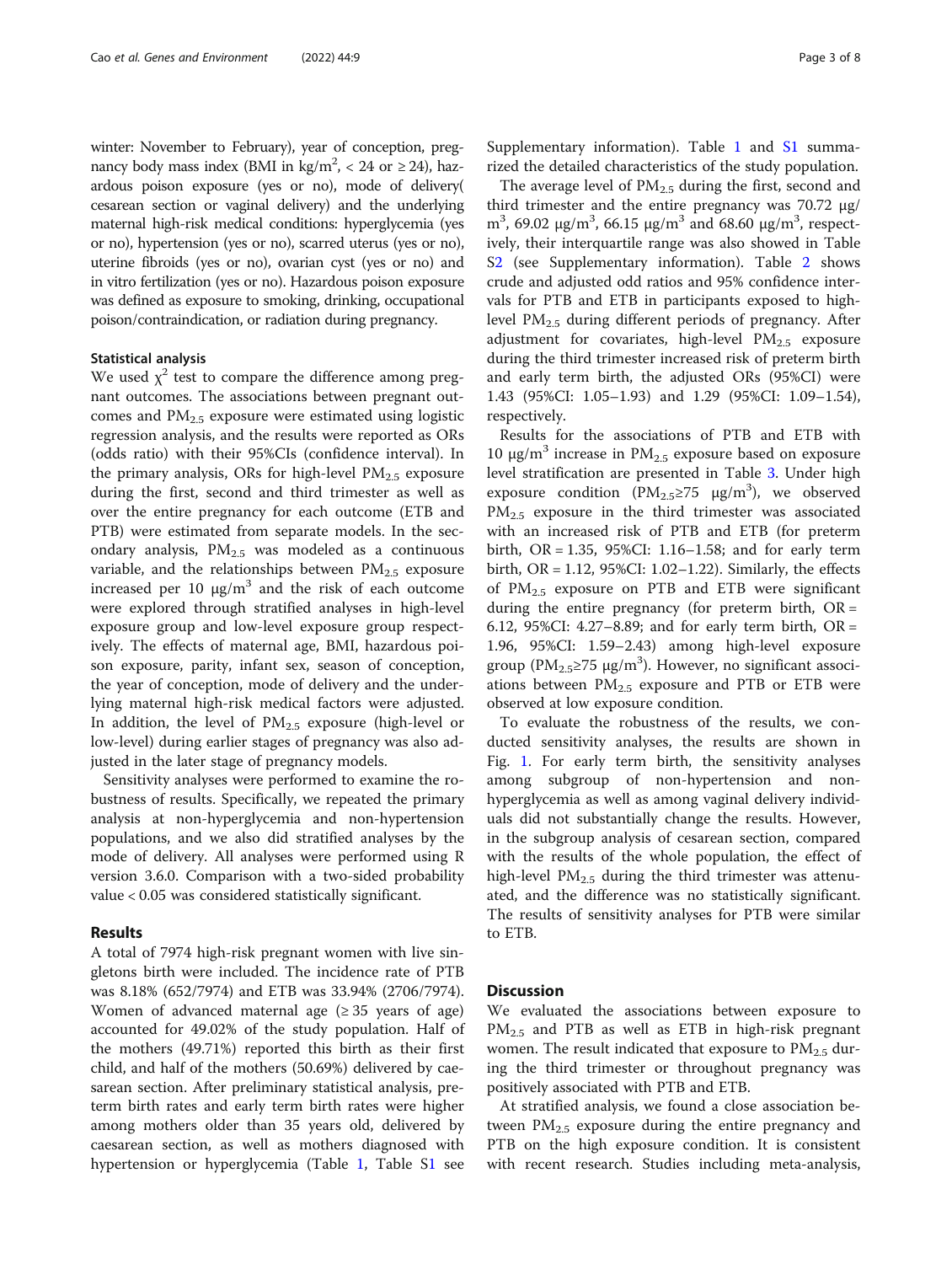winter: November to February), year of conception, pregnancy body mass index (BMI in kg/m$^2$, < 24 or ≥ 24), hazardous poison exposure (yes or no), mode of delivery( cesarean section or vaginal delivery) and the underlying maternal high-risk medical conditions: hyperglycemia (yes or no), hypertension (yes or no), scarred uterus (yes or no), uterine fibroids (yes or no), ovarian cyst (yes or no) and in vitro fertilization (yes or no). Hazardous poison exposure was defined as exposure to smoking, drinking, occupational poison/contraindication, or radiation during pregnancy.

### Statistical analysis

We used $\chi^2$ test to compare the difference among pregnant outcomes. The associations between pregnant outcomes and $PM_{2.5}$ exposure were estimated using logistic regression analysis, and the results were reported as ORs (odds ratio) with their 95%CIs (confidence interval). In the primary analysis, ORs for high-level $PM_{2.5}$ exposure during the first, second and third trimester as well as over the entire pregnancy for each outcome (ETB and PTB) were estimated from separate models. In the secondary analysis, $PM_{2.5}$ was modeled as a continuous variable, and the relationships between $PM_{2.5}$ exposure increased per 10 μg/m$^3$ and the risk of each outcome were explored through stratified analyses in high-level exposure group and low-level exposure group respectively. The effects of maternal age, BMI, hazardous poison exposure, parity, infant sex, season of conception, the year of conception, mode of delivery and the underlying maternal high-risk medical factors were adjusted. In addition, the level of $PM_{2.5}$ exposure (high-level or low-level) during earlier stages of pregnancy was also adjusted in the later stage of pregnancy models.

Sensitivity analyses were performed to examine the robustness of results. Specifically, we repeated the primary analysis at non-hyperglycemia and non-hypertension populations, and we also did stratified analyses by the mode of delivery. All analyses were performed using R version 3.6.0. Comparison with a two-sided probability value < 0.05 was considered statistically significant.

## Results

A total of 7974 high-risk pregnant women with live singletons birth were included. The incidence rate of PTB was 8.18% (652/7974) and ETB was 33.94% (2706/7974). Women of advanced maternal age (≥ 35 years of age) accounted for 49.02% of the study population. Half of the mothers (49.71%) reported this birth as their first child, and half of the mothers (50.69%) delivered by caesarean section. After preliminary statistical analysis, preterm birth rates and early term birth rates were higher among mothers older than 35 years old, delivered by caesarean section, as well as mothers diagnosed with hypertension or hyperglycemia (Table 1, Table S1 see Supplementary information). Table 1 and S1 summarized the detailed characteristics of the study population.

The average level of $PM_{2.5}$ during the first, second and third trimester and the entire pregnancy was 70.72 μg/m$^3$, 69.02 μg/m$^3$, 66.15 μg/m$^3$ and 68.60 μg/m$^3$, respectively, their interquartile range was also showed in Table S2 (see Supplementary information). Table 2 shows crude and adjusted odd ratios and 95% confidence intervals for PTB and ETB in participants exposed to high-level $PM_{2.5}$ during different periods of pregnancy. After adjustment for covariates, high-level $PM_{2.5}$ exposure during the third trimester increased risk of preterm birth and early term birth, the adjusted ORs (95%CI) were 1.43 (95%CI: 1.05–1.93) and 1.29 (95%CI: 1.09–1.54), respectively.

Results for the associations of PTB and ETB with 10 μg/m$^3$ increase in $PM_{2.5}$ exposure based on exposure level stratification are presented in Table 3. Under high exposure condition ($PM_{2.5}$≥75 μg/m$^3$), we observed $PM_{2.5}$ exposure in the third trimester was associated with an increased risk of PTB and ETB (for preterm birth, OR = 1.35, 95%CI: 1.16–1.58; and for early term birth, OR = 1.12, 95%CI: 1.02–1.22). Similarly, the effects of $PM_{2.5}$ exposure on PTB and ETB were significant during the entire pregnancy (for preterm birth, OR = 6.12, 95%CI: 4.27–8.89; and for early term birth, OR = 1.96, 95%CI: 1.59–2.43) among high-level exposure group ($PM_{2.5}$≥75 μg/m$^3$). However, no significant associations between $PM_{2.5}$ exposure and PTB or ETB were observed at low exposure condition.

To evaluate the robustness of the results, we conducted sensitivity analyses, the results are shown in Fig. 1. For early term birth, the sensitivity analyses among subgroup of non-hypertension and non-hyperglycemia as well as among vaginal delivery individuals did not substantially change the results. However, in the subgroup analysis of cesarean section, compared with the results of the whole population, the effect of high-level $PM_{2.5}$ during the third trimester was attenuated, and the difference was no statistically significant. The results of sensitivity analyses for PTB were similar to ETB.

## Discussion

We evaluated the associations between exposure to $PM_{2.5}$ and PTB as well as ETB in high-risk pregnant women. The result indicated that exposure to $PM_{2.5}$ during the third trimester or throughout pregnancy was positively associated with PTB and ETB.

At stratified analysis, we found a close association between $PM_{2.5}$ exposure during the entire pregnancy and PTB on the high exposure condition. It is consistent with recent research. Studies including meta-analysis,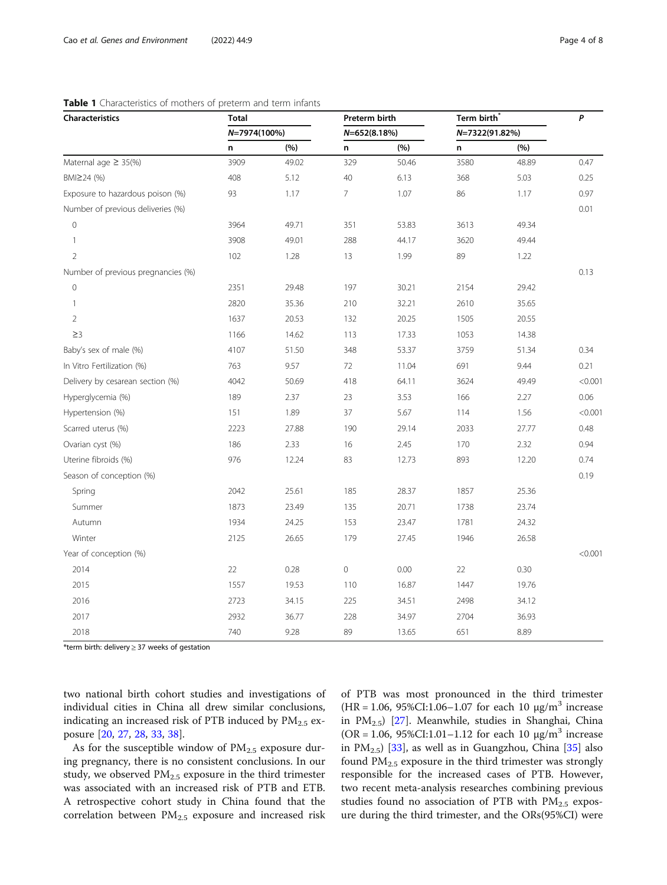**Table 1** Characteristics of mothers of preterm and term infants

| Characteristics | Total | | Preterm birth | | Term birth* | | P |
|---|---|---|---|---|---|---|---|
| | N=7974(100%) | | N=652(8.18%) | | N=7322(91.82%) | | |
| | n | (%) | n | (%) | n | (%) | |
| Maternal age ≥ 35(%) | 3909 | 49.02 | 329 | 50.46 | 3580 | 48.89 | 0.47 |
| BMI≥24 (%) | 408 | 5.12 | 40 | 6.13 | 368 | 5.03 | 0.25 |
| Exposure to hazardous poison (%) | 93 | 1.17 | 7 | 1.07 | 86 | 1.17 | 0.97 |
| Number of previous deliveries (%) | | | | | | | 0.01 |
| 0 | 3964 | 49.71 | 351 | 53.83 | 3613 | 49.34 | |
| 1 | 3908 | 49.01 | 288 | 44.17 | 3620 | 49.44 | |
| 2 | 102 | 1.28 | 13 | 1.99 | 89 | 1.22 | |
| Number of previous pregnancies (%) | | | | | | | 0.13 |
| 0 | 2351 | 29.48 | 197 | 30.21 | 2154 | 29.42 | |
| 1 | 2820 | 35.36 | 210 | 32.21 | 2610 | 35.65 | |
| 2 | 1637 | 20.53 | 132 | 20.25 | 1505 | 20.55 | |
| ≥3 | 1166 | 14.62 | 113 | 17.33 | 1053 | 14.38 | |
| Baby's sex of male (%) | 4107 | 51.50 | 348 | 53.37 | 3759 | 51.34 | 0.34 |
| In Vitro Fertilization (%) | 763 | 9.57 | 72 | 11.04 | 691 | 9.44 | 0.21 |
| Delivery by cesarean section (%) | 4042 | 50.69 | 418 | 64.11 | 3624 | 49.49 | <0.001 |
| Hyperglycemia (%) | 189 | 2.37 | 23 | 3.53 | 166 | 2.27 | 0.06 |
| Hypertension (%) | 151 | 1.89 | 37 | 5.67 | 114 | 1.56 | <0.001 |
| Scarred uterus (%) | 2223 | 27.88 | 190 | 29.14 | 2033 | 27.77 | 0.48 |
| Ovarian cyst (%) | 186 | 2.33 | 16 | 2.45 | 170 | 2.32 | 0.94 |
| Uterine fibroids (%) | 976 | 12.24 | 83 | 12.73 | 893 | 12.20 | 0.74 |
| Season of conception (%) | | | | | | | 0.19 |
| Spring | 2042 | 25.61 | 185 | 28.37 | 1857 | 25.36 | |
| Summer | 1873 | 23.49 | 135 | 20.71 | 1738 | 23.74 | |
| Autumn | 1934 | 24.25 | 153 | 23.47 | 1781 | 24.32 | |
| Winter | 2125 | 26.65 | 179 | 27.45 | 1946 | 26.58 | |
| Year of conception (%) | | | | | | | <0.001 |
| 2014 | 22 | 0.28 | 0 | 0.00 | 22 | 0.30 | |
| 2015 | 1557 | 19.53 | 110 | 16.87 | 1447 | 19.76 | |
| 2016 | 2723 | 34.15 | 225 | 34.51 | 2498 | 34.12 | |
| 2017 | 2932 | 36.77 | 228 | 34.97 | 2704 | 36.93 | |
| 2018 | 740 | 9.28 | 89 | 13.65 | 651 | 8.89 | |

*term birth: delivery ≥ 37 weeks of gestation

two national birth cohort studies and investigations of individual cities in China all drew similar conclusions, indicating an increased risk of PTB induced by $PM_{2.5}$ exposure [20, 27, 28, 33, 38].

As for the susceptible window of $PM_{2.5}$ exposure during pregnancy, there is no consistent conclusions. In our study, we observed $PM_{2.5}$ exposure in the third trimester was associated with an increased risk of PTB and ETB. A retrospective cohort study in China found that the correlation between $PM_{2.5}$ exposure and increased risk of PTB was most pronounced in the third trimester (HR = 1.06, 95%CI:1.06–1.07 for each 10 μg/$m^3$ increase in $PM_{2.5}$) [27]. Meanwhile, studies in Shanghai, China (OR = 1.06, 95%CI:1.01−1.12 for each 10 μg/$m^3$ increase in $PM_{2.5}$) [33], as well as in Guangzhou, China [35] also found $PM_{2.5}$ exposure in the third trimester was strongly responsible for the increased cases of PTB. However, two recent meta-analysis researches combining previous studies found no association of PTB with $PM_{2.5}$ exposure during the third trimester, and the ORs(95%CI) were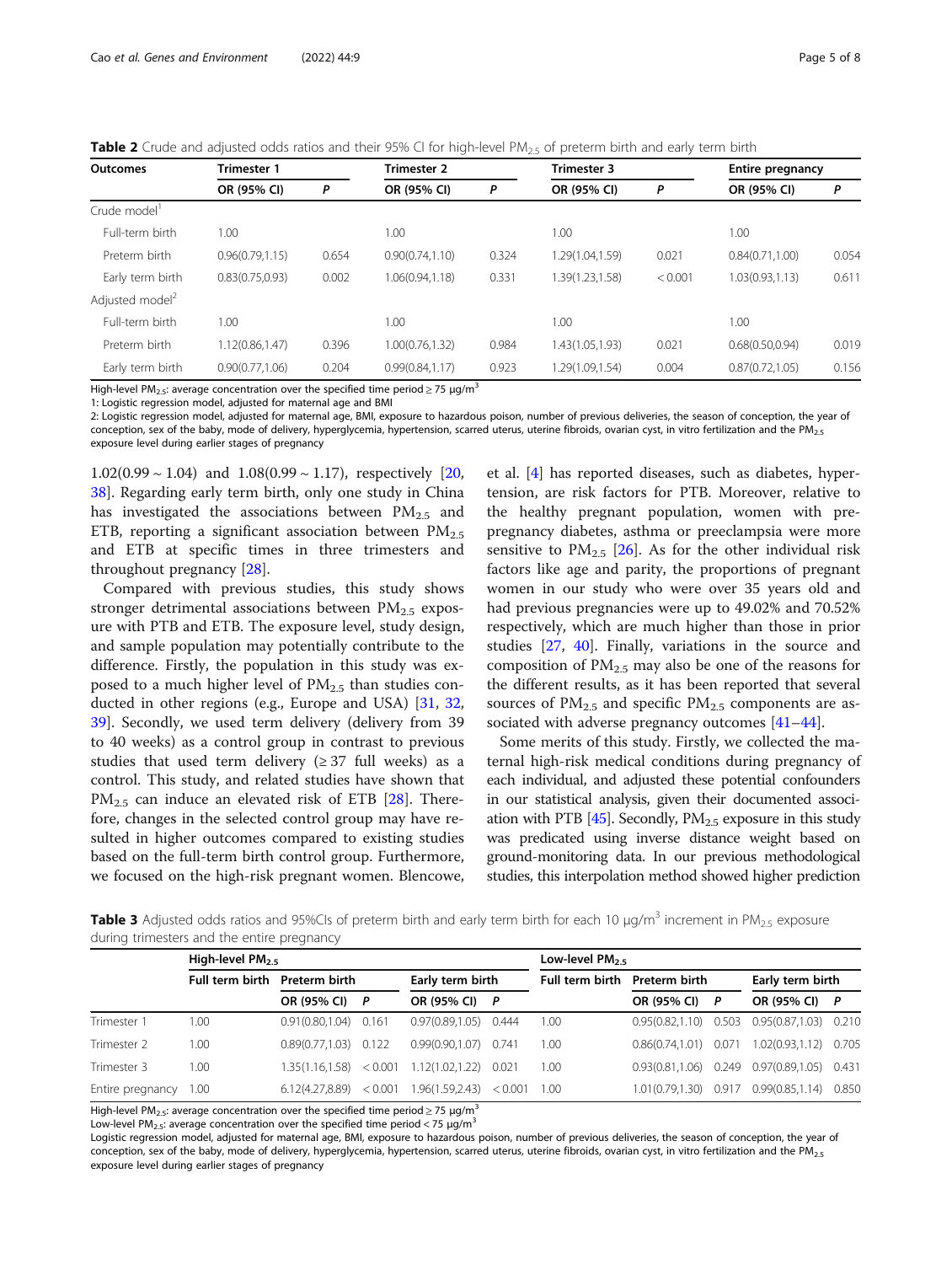**Table 2** Crude and adjusted odds ratios and their 95% CI for high-level $PM_{2.5}$ of preterm birth and early term birth

| Outcomes | Trimester 1 | | Trimester 2 | | Trimester 3 | | Entire pregnancy | |
|---|---|---|---|---|---|---|---|---|
| | OR (95% CI) | *P* | OR (95% CI) | *P* | OR (95% CI) | *P* | OR (95% CI) | *P* |
| Crude model[1] | | | | | | | | |
| Full-term birth | 1.00 | | 1.00 | | 1.00 | | 1.00 | |
| Preterm birth | 0.96(0.79,1.15) | 0.654 | 0.90(0.74,1.10) | 0.324 | 1.29(1.04,1.59) | 0.021 | 0.84(0.71,1.00) | 0.054 |
| Early term birth | 0.83(0.75,0.93) | 0.002 | 1.06(0.94,1.18) | 0.331 | 1.39(1.23,1.58) | < 0.001 | 1.03(0.93,1.13) | 0.611 |
| Adjusted model[2] | | | | | | | | |
| Full-term birth | 1.00 | | 1.00 | | 1.00 | | 1.00 | |
| Preterm birth | 1.12(0.86,1.47) | 0.396 | 1.00(0.76,1.32) | 0.984 | 1.43(1.05,1.93) | 0.021 | 0.68(0.50,0.94) | 0.019 |
| Early term birth | 0.90(0.77,1.06) | 0.204 | 0.99(0.84,1.17) | 0.923 | 1.29(1.09,1.54) | 0.004 | 0.87(0.72,1.05) | 0.156 |

High-level $PM_{2.5}$: average concentration over the specified time period ≥ 75 μg/$m^3$

1: Logistic regression model, adjusted for maternal age and BMI

2: Logistic regression model, adjusted for maternal age, BMI, exposure to hazardous poison, number of previous deliveries, the season of conception, the year of conception, sex of the baby, mode of delivery, hyperglycemia, hypertension, scarred uterus, uterine fibroids, ovarian cyst, in vitro fertilization and the $PM_{2.5}$ exposure level during earlier stages of pregnancy

1.02(0.99 ~ 1.04) and 1.08(0.99 ~ 1.17), respectively [20, 38]. Regarding early term birth, only one study in China has investigated the associations between $PM_{2.5}$ and ETB, reporting a significant association between $PM_{2.5}$ and ETB at specific times in three trimesters and throughout pregnancy [28].

Compared with previous studies, this study shows stronger detrimental associations between $PM_{2.5}$ exposure with PTB and ETB. The exposure level, study design, and sample population may potentially contribute to the difference. Firstly, the population in this study was exposed to a much higher level of $PM_{2.5}$ than studies conducted in other regions (e.g., Europe and USA) [31, 32, 39]. Secondly, we used term delivery (delivery from 39 to 40 weeks) as a control group in contrast to previous studies that used term delivery (≥ 37 full weeks) as a control. This study, and related studies have shown that $PM_{2.5}$ can induce an elevated risk of ETB [28]. Therefore, changes in the selected control group may have resulted in higher outcomes compared to existing studies based on the full-term birth control group. Furthermore, we focused on the high-risk pregnant women. Blencowe, et al. [4] has reported diseases, such as diabetes, hypertension, are risk factors for PTB. Moreover, relative to the healthy pregnant population, women with pre-pregnancy diabetes, asthma or preeclampsia were more sensitive to $PM_{2.5}$ [26]. As for the other individual risk factors like age and parity, the proportions of pregnant women in our study who were over 35 years old and had previous pregnancies were up to 49.02% and 70.52% respectively, which are much higher than those in prior studies [27, 40]. Finally, variations in the source and composition of $PM_{2.5}$ may also be one of the reasons for the different results, as it has been reported that several sources of $PM_{2.5}$ and specific $PM_{2.5}$ components are associated with adverse pregnancy outcomes [41–44].

Some merits of this study. Firstly, we collected the maternal high-risk medical conditions during pregnancy of each individual, and adjusted these potential confounders in our statistical analysis, given their documented association with PTB [45]. Secondly, $PM_{2.5}$ exposure in this study was predicated using inverse distance weight based on ground-monitoring data. In our previous methodological studies, this interpolation method showed higher prediction

**Table 3** Adjusted odds ratios and 95%CIs of preterm birth and early term birth for each 10 μg/$m^3$ increment in $PM_{2.5}$ exposure during trimesters and the entire pregnancy

| | High-level $PM_{2.5}$ | | | | | Low-level $PM_{2.5}$ | | | | |
|---|---|---|---|---|---|---|---|---|---|---|
| | Full term birth | Preterm birth | | Early term birth | | Full term birth | Preterm birth | | Early term birth | |
| | | OR (95% CI) | *P* | OR (95% CI) | *P* | | OR (95% CI) | *P* | OR (95% CI) | *P* |
| Trimester 1 | 1.00 | 0.91(0.80,1.04) | 0.161 | 0.97(0.89,1.05) | 0.444 | 1.00 | 0.95(0.82,1.10) | 0.503 | 0.95(0.87,1.03) | 0.210 |
| Trimester 2 | 1.00 | 0.89(0.77,1.03) | 0.122 | 0.99(0.90,1.07) | 0.741 | 1.00 | 0.86(0.74,1.01) | 0.071 | 1.02(0.93,1.12) | 0.705 |
| Trimester 3 | 1.00 | 1.35(1.16,1.58) | < 0.001 | 1.12(1.02,1.22) | 0.021 | 1.00 | 0.93(0.81,1.06) | 0.249 | 0.97(0.89,1.05) | 0.431 |
| Entire pregnancy | 1.00 | 6.12(4.27,8.89) | < 0.001 | 1.96(1.59,2.43) | < 0.001 | 1.00 | 1.01(0.79,1.30) | 0.917 | 0.99(0.85,1.14) | 0.850 |

High-level $PM_{2.5}$: average concentration over the specified time period ≥ 75 μg/$m^3$

Low-level $PM_{2.5}$: average concentration over the specified time period < 75 μg/$m^3$

Logistic regression model, adjusted for maternal age, BMI, exposure to hazardous poison, number of previous deliveries, the season of conception, the year of conception, sex of the baby, mode of delivery, hyperglycemia, hypertension, scarred uterus, uterine fibroids, ovarian cyst, in vitro fertilization and the $PM_{2.5}$ exposure level during earlier stages of pregnancy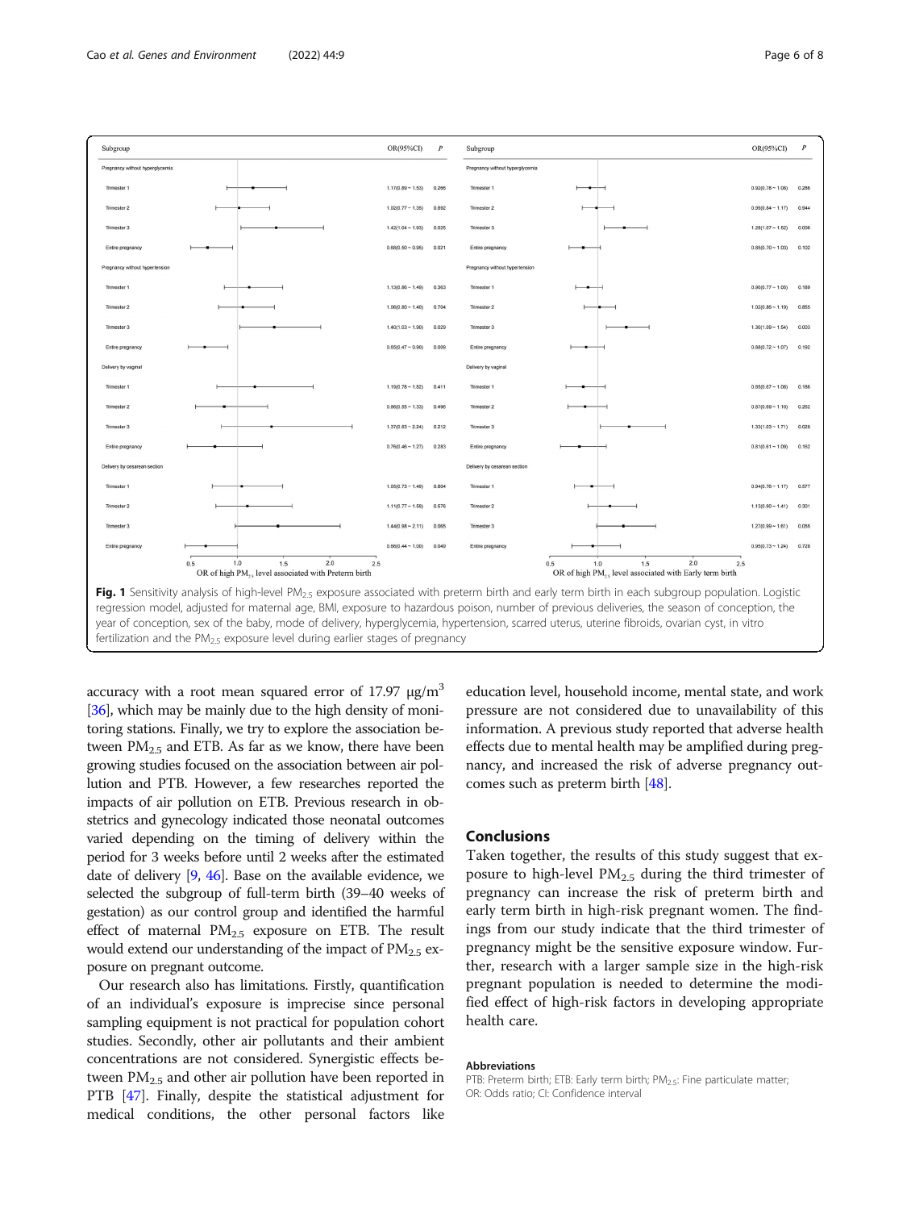| Subgroup | OR(95%CI) | *P* |
|---|---|---|
| Pregnancy without hyperglycemia | | |
| Trimester 1 | 1.17(0.89 ~ 1.53) | 0.266 |
| Trimester 2 | 1.02(0.77 ~ 1.35) | 0.892 |
| Trimester 3 | 1.42(1.04 ~ 1.93) | 0.025 |
| Entire pregnancy | 0.68(0.50 ~ 0.95) | 0.021 |
| Pregnancy without hypertension | | |
| Trimester 1 | 1.13(0.86 ~ 1.49) | 0.363 |
| Trimester 2 | 1.06(0.80 ~ 1.40) | 0.704 |
| Trimester 3 | 1.40(1.03 ~ 1.90) | 0.029 |
| Entire pregnancy | 0.65(0.47 ~ 0.90) | 0.009 |
| Delivery by vaginal | | |
| Trimester 1 | 1.19(0.78 ~ 1.82) | 0.411 |
| Trimester 2 | 0.86(0.55 ~ 1.33) | 0.496 |
| Trimester 3 | 1.37(0.83 ~ 2.24) | 0.212 |
| Entire pregnancy | 0.76(0.46 ~ 1.27) | 0.283 |
| Delivery by cesarean section | | |
| Trimester 1 | 1.05(0.73 ~ 1.49) | 0.804 |
| Trimester 2 | 1.11(0.77 ~ 1.59) | 0.576 |
| Trimester 3 | 1.44(0.98 ~ 2.11) | 0.065 |
| Entire pregnancy | 0.66(0.44 ~ 1.00) | 0.049 |

OR of high $PM_{2.5}$ level associated with Preterm birth

| Subgroup | OR(95%CI) | *P* |
|---|---|---|
| Pregnancy without hyperglycemia | | |
| Trimester 1 | 0.92(0.78 ~ 1.08) | 0.286 |
| Trimester 2 | 0.99(0.84 ~ 1.17) | 0.944 |
| Trimester 3 | 1.28(1.07 ~ 1.52) | 0.006 |
| Entire pregnancy | 0.85(0.70 ~ 1.03) | 0.102 |
| Pregnancy without hypertension | | |
| Trimester 1 | 0.90(0.77 ~ 1.05) | 0.189 |
| Trimester 2 | 1.02(0.88 ~ 1.19) | 0.855 |
| Trimester 3 | 1.30(1.09 ~ 1.54) | 0.003 |
| Entire pregnancy | 0.88(0.72 ~ 1.07) | 0.192 |
| Delivery by vaginal | | |
| Trimester 1 | 0.85(0.67 ~ 1.08) | 0.186 |
| Trimester 2 | 0.87(0.69 ~ 1.10) | 0.252 |
| Trimester 3 | 1.33(1.03 ~ 1.71) | 0.028 |
| Entire pregnancy | 0.81(0.61 ~ 1.09) | 0.162 |
| Delivery by cesarean section | | |
| Trimester 1 | 0.94(0.76 ~ 1.17) | 0.577 |
| Trimester 2 | 1.13(0.90 ~ 1.41) | 0.301 |
| Trimester 3 | 1.27(0.99 ~ 1.61) | 0.055 |
| Entire pregnancy | 0.95(0.73 ~ 1.24) | 0.728 |

OR of high $PM_{2.5}$ level associated with Early term birth

**Fig. 1** Sensitivity analysis of high-level $PM_{2.5}$ exposure associated with preterm birth and early term birth in each subgroup population. Logistic regression model, adjusted for maternal age, BMI, exposure to hazardous poison, number of previous deliveries, the season of conception, the year of conception, sex of the baby, mode of delivery, hyperglycemia, hypertension, scarred uterus, uterine fibroids, ovarian cyst, in vitro fertilization and the $PM_{2.5}$ exposure level during earlier stages of pregnancy

accuracy with a root mean squared error of 17.97 $\mu g/m^3$ [36], which may be mainly due to the high density of monitoring stations. Finally, we try to explore the association between $PM_{2.5}$ and ETB. As far as we know, there have been growing studies focused on the association between air pollution and PTB. However, a few researches reported the impacts of air pollution on ETB. Previous research in obstetrics and gynecology indicated those neonatal outcomes varied depending on the timing of delivery within the period for 3 weeks before until 2 weeks after the estimated date of delivery [9, 46]. Base on the available evidence, we selected the subgroup of full-term birth (39–40 weeks of gestation) as our control group and identified the harmful effect of maternal $PM_{2.5}$ exposure on ETB. The result would extend our understanding of the impact of $PM_{2.5}$ exposure on pregnant outcome.

Our research also has limitations. Firstly, quantification of an individual's exposure is imprecise since personal sampling equipment is not practical for population cohort studies. Secondly, other air pollutants and their ambient concentrations are not considered. Synergistic effects between $PM_{2.5}$ and other air pollution have been reported in PTB [47]. Finally, despite the statistical adjustment for medical conditions, the other personal factors like education level, household income, mental state, and work pressure are not considered due to unavailability of this information. A previous study reported that adverse health effects due to mental health may be amplified during pregnancy, and increased the risk of adverse pregnancy outcomes such as preterm birth [48].

## Conclusions

Taken together, the results of this study suggest that exposure to high-level $PM_{2.5}$ during the third trimester of pregnancy can increase the risk of preterm birth and early term birth in high-risk pregnant women. The findings from our study indicate that the third trimester of pregnancy might be the sensitive exposure window. Further, research with a larger sample size in the high-risk pregnant population is needed to determine the modified effect of high-risk factors in developing appropriate health care.

#### Abbreviations

PTB: Preterm birth; ETB: Early term birth; $PM_{2.5}$: Fine particulate matter; OR: Odds ratio; CI: Confidence interval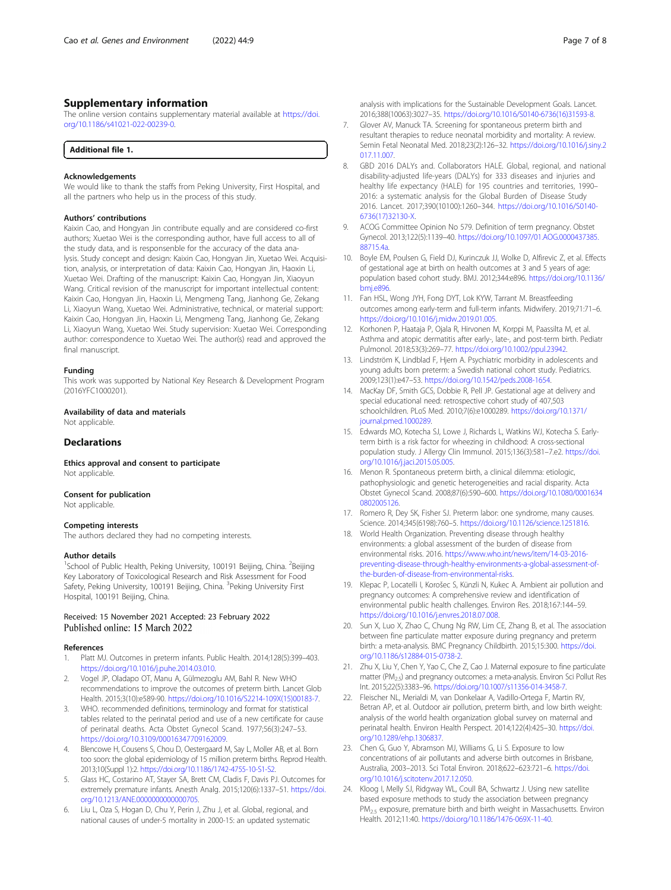## Supplementary information

The online version contains supplementary material available at https://doi.org/10.1186/s41021-022-00239-0.

**Additional file 1.**

### Acknowledgements

We would like to thank the staffs from Peking University, First Hospital, and all the partners who help us in the process of this study.

### Authors' contributions

Kaixin Cao, and Hongyan Jin contribute equally and are considered co-first authors; Xuetao Wei is the corresponding author, have full access to all of the study data, and is responsenble for the accuracy of the data analysis. Study concept and design: Kaixin Cao, Hongyan Jin, Xuetao Wei. Acquisition, analysis, or interpretation of data: Kaixin Cao, Hongyan Jin, Haoxin Li, Xuetao Wei. Drafting of the manuscript: Kaixin Cao, Hongyan Jin, Xiaoyun Wang. Critical revision of the manuscript for important intellectual content: Kaixin Cao, Hongyan Jin, Haoxin Li, Mengmeng Tang, Jianhong Ge, Zekang Li, Xiaoyun Wang, Xuetao Wei. Administrative, technical, or material support: Kaixin Cao, Hongyan Jin, Haoxin Li, Mengmeng Tang, Jianhong Ge, Zekang Li, Xiaoyun Wang, Xuetao Wei. Study supervision: Xuetao Wei. Corresponding author: correspondence to Xuetao Wei. The author(s) read and approved the final manuscript.

### Funding

This work was supported by National Key Research & Development Program (2016YFC1000201).

### Availability of data and materials

Not applicable.

## Declarations

### Ethics approval and consent to participate

Not applicable.

### Consent for publication

Not applicable.

### Competing interests

The authors declared they had no competing interests.

### Author details

[1]School of Public Health, Peking University, 100191 Beijing, China. [2]Beijing Key Laboratory of Toxicological Research and Risk Assessment for Food Safety, Peking University, 100191 Beijing, China. [3]Peking University First Hospital, 100191 Beijing, China.

Received: 15 November 2021 Accepted: 23 February 2022
Published online: 15 March 2022

### References

1. Platt MJ. Outcomes in preterm infants. Public Health. 2014;128(5):399–403. https://doi.org/10.1016/j.puhe.2014.03.010.
2. Vogel JP, Oladapo OT, Manu A, Gülmezoglu AM, Bahl R. New WHO recommendations to improve the outcomes of preterm birth. Lancet Glob Health. 2015;3(10):e589-90. https://doi.org/10.1016/S2214-109X(15)00183-7.
3. WHO. recommended definitions, terminology and format for statistical tables related to the perinatal period and use of a new certificate for cause of perinatal deaths. Acta Obstet Gynecol Scand. 1977;56(3):247–53. https://doi.org/10.3109/00016347709162009.
4. Blencowe H, Cousens S, Chou D, Oestergaard M, Say L, Moller AB, et al. Born too soon: the global epidemiology of 15 million preterm births. Reprod Health. 2013;10(Suppl 1):2. https://doi.org/10.1186/1742-4755-10-S1-S2.
5. Glass HC, Costarino AT, Stayer SA, Brett CM, Cladis F, Davis PJ. Outcomes for extremely premature infants. Anesth Analg. 2015;120(6):1337–51. https://doi.org/10.1213/ANE.0000000000000705.
6. Liu L, Oza S, Hogan D, Chu Y, Perin J, Zhu J, et al. Global, regional, and national causes of under-5 mortality in 2000-15: an updated systematic analysis with implications for the Sustainable Development Goals. Lancet. 2016;388(10063):3027–35. https://doi.org/10.1016/S0140-6736(16)31593-8.
7. Glover AV, Manuck TA. Screening for spontaneous preterm birth and resultant therapies to reduce neonatal morbidity and mortality: A review. Semin Fetal Neonatal Med. 2018;23(2):126–32. https://doi.org/10.1016/j.siny.2017.11.007.
8. GBD 2016 DALYs and. Collaborators HALE. Global, regional, and national disability-adjusted life-years (DALYs) for 333 diseases and injuries and healthy life expectancy (HALE) for 195 countries and territories, 1990–2016: a systematic analysis for the Global Burden of Disease Study 2016. Lancet. 2017;390(10100):1260–344. https://doi.org/10.1016/S0140-6736(17)32130-X.
9. ACOG Committee Opinion No 579. Definition of term pregnancy. Obstet Gynecol. 2013;122(5):1139–40. https://doi.org/10.1097/01.AOG.0000437385.88715.4a.
10. Boyle EM, Poulsen G, Field DJ, Kurinczuk JJ, Wolke D, Alfirevic Z, et al. Effects of gestational age at birth on health outcomes at 3 and 5 years of age: population based cohort study. BMJ. 2012;344:e896. https://doi.org/10.1136/bmj.e896.
11. Fan HSL, Wong JYH, Fong DYT, Lok KYW, Tarrant M. Breastfeeding outcomes among early-term and full-term infants. Midwifery. 2019;71:71–6. https://doi.org/10.1016/j.midw.2019.01.005.
12. Korhonen P, Haataja P, Ojala R, Hirvonen M, Korppi M, Paassilta M, et al. Asthma and atopic dermatitis after early-, late-, and post-term birth. Pediatr Pulmonol. 2018;53(3):269–77. https://doi.org/10.1002/ppul.23942.
13. Lindström K, Lindblad F, Hjern A. Psychiatric morbidity in adolescents and young adults born preterm: a Swedish national cohort study. Pediatrics. 2009;123(1):e47–53. https://doi.org/10.1542/peds.2008-1654.
14. MacKay DF, Smith GCS, Dobbie R, Pell JP. Gestational age at delivery and special educational need: retrospective cohort study of 407,503 schoolchildren. PLoS Med. 2010;7(6):e1000289. https://doi.org/10.1371/journal.pmed.1000289.
15. Edwards MO, Kotecha SJ, Lowe J, Richards L, Watkins WJ, Kotecha S. Early-term birth is a risk factor for wheezing in childhood: A cross-sectional population study. J Allergy Clin Immunol. 2015;136(3):581–7.e2. https://doi.org/10.1016/j.jaci.2015.05.005.
16. Menon R. Spontaneous preterm birth, a clinical dilemma: etiologic, pathophysiologic and genetic heterogeneities and racial disparity. Acta Obstet Gynecol Scand. 2008;87(6):590–600. https://doi.org/10.1080/00016340802005126.
17. Romero R, Dey SK, Fisher SJ. Preterm labor: one syndrome, many causes. Science. 2014;345(6198):760–5. https://doi.org/10.1126/science.1251816.
18. World Health Organization. Preventing disease through healthy environments: a global assessment of the burden of disease from environmental risks. 2016. https://www.who.int/news/item/14-03-2016-preventing-disease-through-healthy-environments-a-global-assessment-of-the-burden-of-disease-from-environmental-risks.
19. Klepac P, Locatelli I, Korošec S, Künzli N, Kukec A. Ambient air pollution and pregnancy outcomes: A comprehensive review and identification of environmental public health challenges. Environ Res. 2018;167:144–59. https://doi.org/10.1016/j.envres.2018.07.008.
20. Sun X, Luo X, Zhao C, Chung Ng RW, Lim CE, Zhang B, et al. The association between fine particulate matter exposure during pregnancy and preterm birth: a meta-analysis. BMC Pregnancy Childbirth. 2015;15:300. https://doi.org/10.1186/s12884-015-0738-2.
21. Zhu X, Liu Y, Chen Y, Yao C, Che Z, Cao J. Maternal exposure to fine particulate matter ($PM_{2.5}$) and pregnancy outcomes: a meta-analysis. Environ Sci Pollut Res Int. 2015;22(5):3383–96. https://doi.org/10.1007/s11356-014-3458-7.
22. Fleischer NL, Merialdi M, van Donkelaar A, Vadillo-Ortega F, Martin RV, Betran AP, et al. Outdoor air pollution, preterm birth, and low birth weight: analysis of the world health organization global survey on maternal and perinatal health. Environ Health Perspect. 2014;122(4):425–30. https://doi.org/10.1289/ehp.1306837.
23. Chen G, Guo Y, Abramson MJ, Williams G, Li S. Exposure to low concentrations of air pollutants and adverse birth outcomes in Brisbane, Australia, 2003–2013. Sci Total Environ. 2018;622–623:721–6. https://doi.org/10.1016/j.scitotenv.2017.12.050.
24. Kloog I, Melly SJ, Ridgway WL, Coull BA, Schwartz J. Using new satellite based exposure methods to study the association between pregnancy $PM_{2.5}$ exposure, premature birth and birth weight in Massachusetts. Environ Health. 2012;11:40. https://doi.org/10.1186/1476-069X-11-40.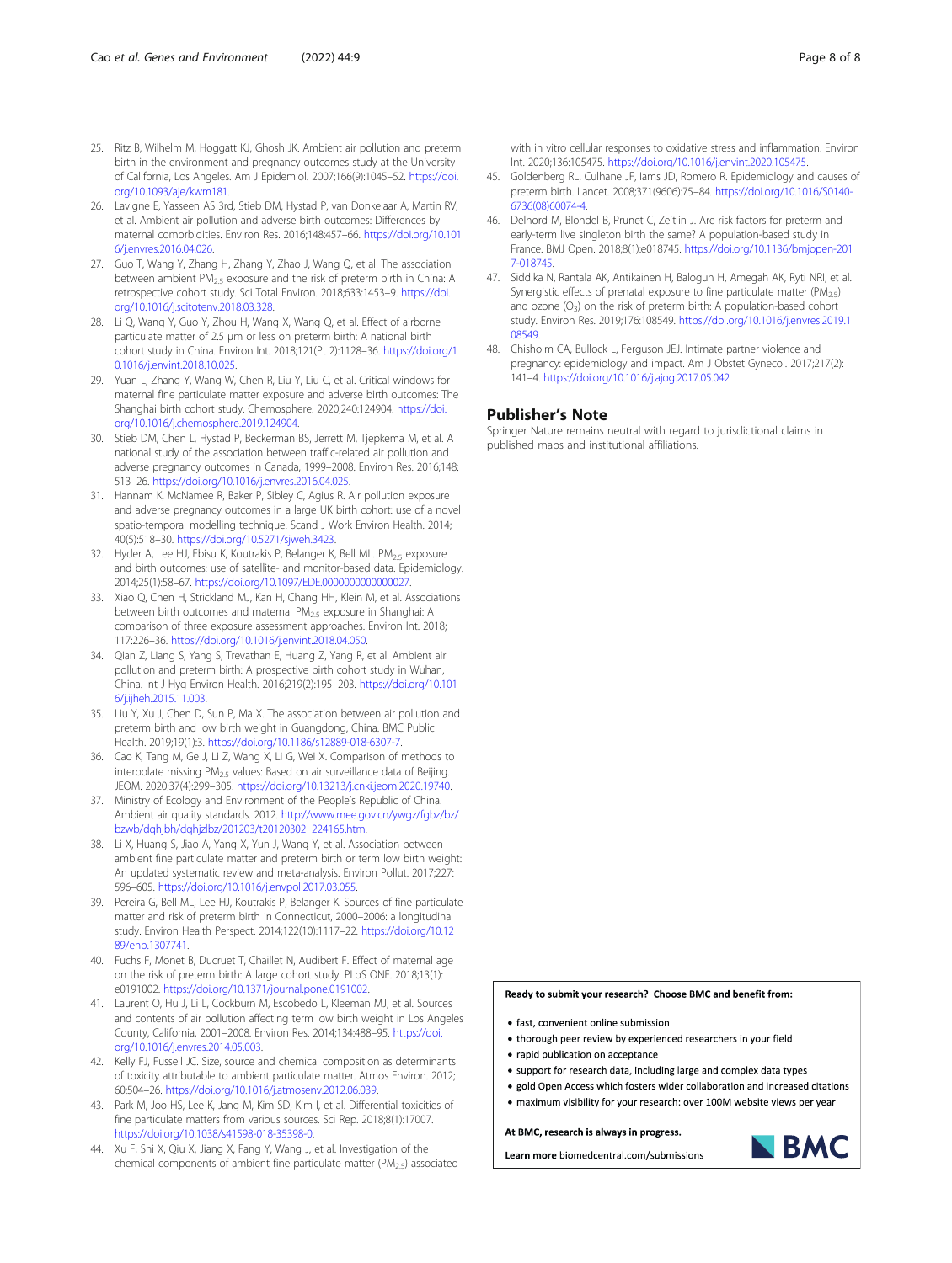25. Ritz B, Wilhelm M, Hoggatt KJ, Ghosh JK. Ambient air pollution and preterm birth in the environment and pregnancy outcomes study at the University of California, Los Angeles. Am J Epidemiol. 2007;166(9):1045–52. https://doi.org/10.1093/aje/kwm181.
26. Lavigne E, Yasseen AS 3rd, Stieb DM, Hystad P, van Donkelaar A, Martin RV, et al. Ambient air pollution and adverse birth outcomes: Differences by maternal comorbidities. Environ Res. 2016;148:457–66. https://doi.org/10.1016/j.envres.2016.04.026.
27. Guo T, Wang Y, Zhang H, Zhang Y, Zhao J, Wang Q, et al. The association between ambient $PM_{2.5}$ exposure and the risk of preterm birth in China: A retrospective cohort study. Sci Total Environ. 2018;633:1453–9. https://doi.org/10.1016/j.scitotenv.2018.03.328.
28. Li Q, Wang Y, Guo Y, Zhou H, Wang X, Wang Q, et al. Effect of airborne particulate matter of 2.5 μm or less on preterm birth: A national birth cohort study in China. Environ Int. 2018;121(Pt 2):1128–36. https://doi.org/10.1016/j.envint.2018.10.025.
29. Yuan L, Zhang Y, Wang W, Chen R, Liu Y, Liu C, et al. Critical windows for maternal fine particulate matter exposure and adverse birth outcomes: The Shanghai birth cohort study. Chemosphere. 2020;240:124904. https://doi.org/10.1016/j.chemosphere.2019.124904.
30. Stieb DM, Chen L, Hystad P, Beckerman BS, Jerrett M, Tjepkema M, et al. A national study of the association between traffic-related air pollution and adverse pregnancy outcomes in Canada, 1999–2008. Environ Res. 2016;148:513–26. https://doi.org/10.1016/j.envres.2016.04.025.
31. Hannam K, McNamee R, Baker P, Sibley C, Agius R. Air pollution exposure and adverse pregnancy outcomes in a large UK birth cohort: use of a novel spatio-temporal modelling technique. Scand J Work Environ Health. 2014;40(5):518–30. https://doi.org/10.5271/sjweh.3423.
32. Hyder A, Lee HJ, Ebisu K, Koutrakis P, Belanger K, Bell ML. $PM_{2.5}$ exposure and birth outcomes: use of satellite- and monitor-based data. Epidemiology. 2014;25(1):58–67. https://doi.org/10.1097/EDE.0000000000000027.
33. Xiao Q, Chen H, Strickland MJ, Kan H, Chang HH, Klein M, et al. Associations between birth outcomes and maternal $PM_{2.5}$ exposure in Shanghai: A comparison of three exposure assessment approaches. Environ Int. 2018;117:226–36. https://doi.org/10.1016/j.envint.2018.04.050.
34. Qian Z, Liang S, Yang S, Trevathan E, Huang Z, Yang R, et al. Ambient air pollution and preterm birth: A prospective birth cohort study in Wuhan, China. Int J Hyg Environ Health. 2016;219(2):195–203. https://doi.org/10.1016/j.ijheh.2015.11.003.
35. Liu Y, Xu J, Chen D, Sun P, Ma X. The association between air pollution and preterm birth and low birth weight in Guangdong, China. BMC Public Health. 2019;19(1):3. https://doi.org/10.1186/s12889-018-6307-7.
36. Cao K, Tang M, Ge J, Li Z, Wang X, Li G, Wei X. Comparison of methods to interpolate missing $PM_{2.5}$ values: Based on air surveillance data of Beijing. JEOM. 2020;37(4):299–305. https://doi.org/10.13213/j.cnki.jeom.2020.19740.
37. Ministry of Ecology and Environment of the People's Republic of China. Ambient air quality standards. 2012. http://www.mee.gov.cn/ywgz/fgbz/bz/bzwb/dqhjbh/dqhjzlbz/201203/t20120302_224165.htm.
38. Li X, Huang S, Jiao A, Yang X, Yun J, Wang Y, et al. Association between ambient fine particulate matter and preterm birth or term low birth weight: An updated systematic review and meta-analysis. Environ Pollut. 2017;227:596–605. https://doi.org/10.1016/j.envpol.2017.03.055.
39. Pereira G, Bell ML, Lee HJ, Koutrakis P, Belanger K. Sources of fine particulate matter and risk of preterm birth in Connecticut, 2000–2006: a longitudinal study. Environ Health Perspect. 2014;122(10):1117–22. https://doi.org/10.1289/ehp.1307741.
40. Fuchs F, Monet B, Ducruet T, Chaillet N, Audibert F. Effect of maternal age on the risk of preterm birth: A large cohort study. PLoS ONE. 2018;13(1):e0191002. https://doi.org/10.1371/journal.pone.0191002.
41. Laurent O, Hu J, Li L, Cockburn M, Escobedo L, Kleeman MJ, et al. Sources and contents of air pollution affecting term low birth weight in Los Angeles County, California, 2001–2008. Environ Res. 2014;134:488–95. https://doi.org/10.1016/j.envres.2014.05.003.
42. Kelly FJ, Fussell JC. Size, source and chemical composition as determinants of toxicity attributable to ambient particulate matter. Atmos Environ. 2012;60:504–26. https://doi.org/10.1016/j.atmosenv.2012.06.039.
43. Park M, Joo HS, Lee K, Jang M, Kim SD, Kim I, et al. Differential toxicities of fine particulate matters from various sources. Sci Rep. 2018;8(1):17007. https://doi.org/10.1038/s41598-018-35398-0.
44. Xu F, Shi X, Qiu X, Jiang X, Fang Y, Wang J, et al. Investigation of the chemical components of ambient fine particulate matter ($PM_{2.5}$) associated with in vitro cellular responses to oxidative stress and inflammation. Environ Int. 2020;136:105475. https://doi.org/10.1016/j.envint.2020.105475.
45. Goldenberg RL, Culhane JF, Iams JD, Romero R. Epidemiology and causes of preterm birth. Lancet. 2008;371(9606):75–84. https://doi.org/10.1016/S0140-6736(08)60074-4.
46. Delnord M, Blondel B, Prunet C, Zeitlin J. Are risk factors for preterm and early-term live singleton birth the same? A population-based study in France. BMJ Open. 2018;8(1):e018745. https://doi.org/10.1136/bmjopen-2017-018745.
47. Siddika N, Rantala AK, Antikainen H, Balogun H, Amegah AK, Ryti NRI, et al. Synergistic effects of prenatal exposure to fine particulate matter ($PM_{2.5}$) and ozone ($O_3$) on the risk of preterm birth: A population-based cohort study. Environ Res. 2019;176:108549. https://doi.org/10.1016/j.envres.2019.108549.
48. Chisholm CA, Bullock L, Ferguson JEJ. Intimate partner violence and pregnancy: epidemiology and impact. Am J Obstet Gynecol. 2017;217(2):141–4. https://doi.org/10.1016/j.ajog.2017.05.042

## Publisher's Note

Springer Nature remains neutral with regard to jurisdictional claims in published maps and institutional affiliations.

**Ready to submit your research? Choose BMC and benefit from:**

- fast, convenient online submission
- thorough peer review by experienced researchers in your field
- rapid publication on acceptance
- support for research data, including large and complex data types
- gold Open Access which fosters wider collaboration and increased citations
- maximum visibility for your research: over 100M website views per year

**At BMC, research is always in progress.**

**Learn more** biomedcentral.com/submissions

BMC